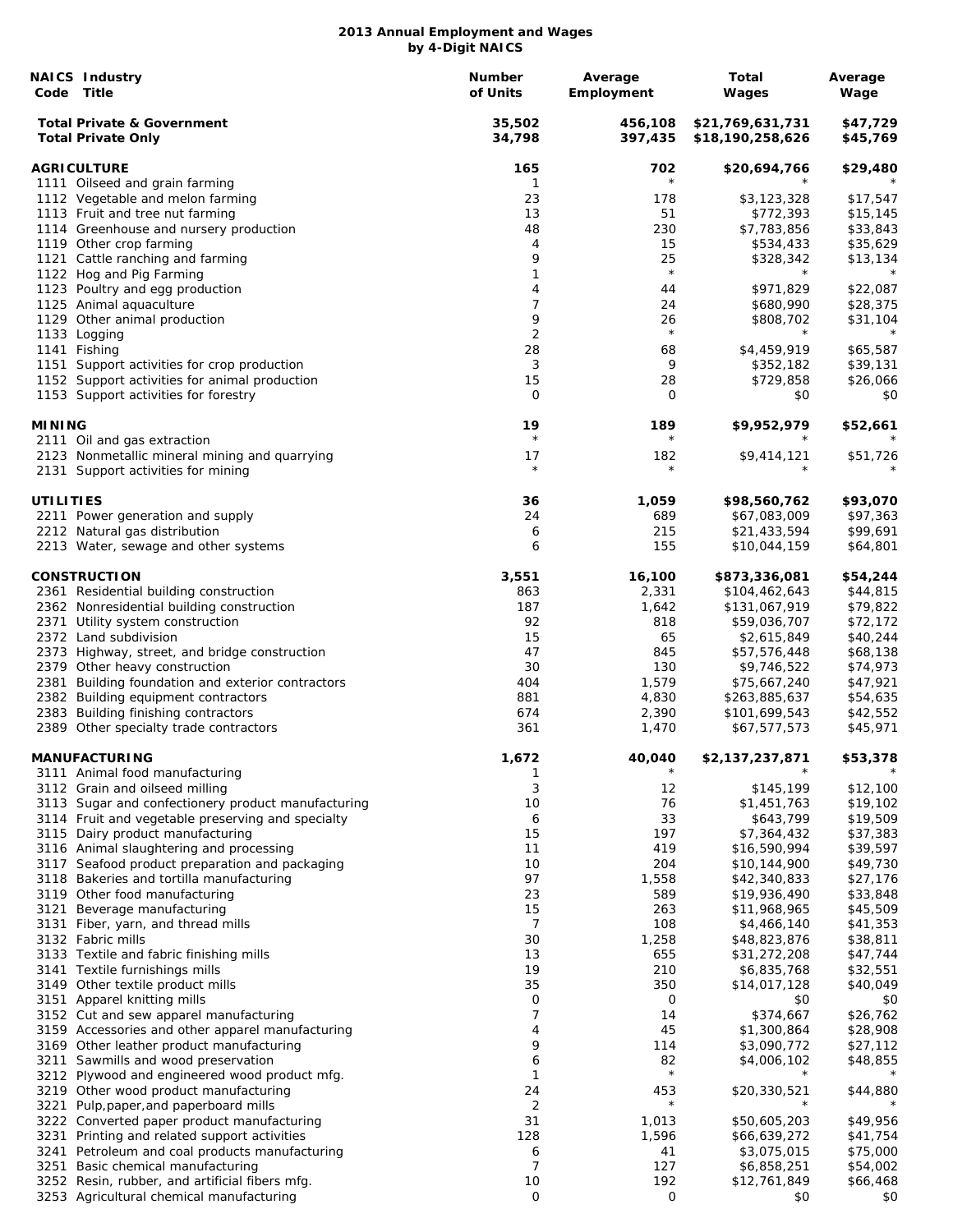# 2013 Annual Employment and Wages
## by 4-Digit NAICS

| NAICS Code | Industry Title | Number of Units | Average Employment | Total Wages | Average Wage |
|---|---|---|---|---|---|
| | **Total Private & Government** | **35,502** | **456,108** | **$21,769,631,731** | **$47,729** |
| | **Total Private Only** | **34,798** | **397,435** | **$18,190,258,626** | **$45,769** |
| | **AGRICULTURE** | **165** | **702** | **$20,694,766** | **$29,480** |
| 1111 | Oilseed and grain farming | 1 | * | * | * |
| 1112 | Vegetable and melon farming | 23 | 178 | $3,123,328 | $17,547 |
| 1113 | Fruit and tree nut farming | 13 | 51 | $772,393 | $15,145 |
| 1114 | Greenhouse and nursery production | 48 | 230 | $7,783,856 | $33,843 |
| 1119 | Other crop farming | 4 | 15 | $534,433 | $35,629 |
| 1121 | Cattle ranching and farming | 9 | 25 | $328,342 | $13,134 |
| 1122 | Hog and Pig Farming | 1 | * | * | * |
| 1123 | Poultry and egg production | 4 | 44 | $971,829 | $22,087 |
| 1125 | Animal aquaculture | 7 | 24 | $680,990 | $28,375 |
| 1129 | Other animal production | 9 | 26 | $808,702 | $31,104 |
| 1133 | Logging | 2 | * | * | * |
| 1141 | Fishing | 28 | 68 | $4,459,919 | $65,587 |
| 1151 | Support activities for crop production | 3 | 9 | $352,182 | $39,131 |
| 1152 | Support activities for animal production | 15 | 28 | $729,858 | $26,066 |
| 1153 | Support activities for forestry | 0 | 0 | $0 | $0 |
| | **MINING** | **19** | **189** | **$9,952,979** | **$52,661** |
| 2111 | Oil and gas extraction | * | * | * | * |
| 2123 | Nonmetallic mineral mining and quarrying | 17 | 182 | $9,414,121 | $51,726 |
| 2131 | Support activities for mining | * | * | * | * |
| | **UTILITIES** | **36** | **1,059** | **$98,560,762** | **$93,070** |
| 2211 | Power generation and supply | 24 | 689 | $67,083,009 | $97,363 |
| 2212 | Natural gas distribution | 6 | 215 | $21,433,594 | $99,691 |
| 2213 | Water, sewage and other systems | 6 | 155 | $10,044,159 | $64,801 |
| | **CONSTRUCTION** | **3,551** | **16,100** | **$873,336,081** | **$54,244** |
| 2361 | Residential building construction | 863 | 2,331 | $104,462,643 | $44,815 |
| 2362 | Nonresidential building construction | 187 | 1,642 | $131,067,919 | $79,822 |
| 2371 | Utility system construction | 92 | 818 | $59,036,707 | $72,172 |
| 2372 | Land subdivision | 15 | 65 | $2,615,849 | $40,244 |
| 2373 | Highway, street, and bridge construction | 47 | 845 | $57,576,448 | $68,138 |
| 2379 | Other heavy construction | 30 | 130 | $9,746,522 | $74,973 |
| 2381 | Building foundation and exterior contractors | 404 | 1,579 | $75,667,240 | $47,921 |
| 2382 | Building equipment contractors | 881 | 4,830 | $263,885,637 | $54,635 |
| 2383 | Building finishing contractors | 674 | 2,390 | $101,699,543 | $42,552 |
| 2389 | Other specialty trade contractors | 361 | 1,470 | $67,577,573 | $45,971 |
| | **MANUFACTURING** | **1,672** | **40,040** | **$2,137,237,871** | **$53,378** |
| 3111 | Animal food manufacturing | 1 | * | * | * |
| 3112 | Grain and oilseed milling | 3 | 12 | $145,199 | $12,100 |
| 3113 | Sugar and confectionery product manufacturing | 10 | 76 | $1,451,763 | $19,102 |
| 3114 | Fruit and vegetable preserving and specialty | 6 | 33 | $643,799 | $19,509 |
| 3115 | Dairy product manufacturing | 15 | 197 | $7,364,432 | $37,383 |
| 3116 | Animal slaughtering and processing | 11 | 419 | $16,590,994 | $39,597 |
| 3117 | Seafood product preparation and packaging | 10 | 204 | $10,144,900 | $49,730 |
| 3118 | Bakeries and tortilla manufacturing | 97 | 1,558 | $42,340,833 | $27,176 |
| 3119 | Other food manufacturing | 23 | 589 | $19,936,490 | $33,848 |
| 3121 | Beverage manufacturing | 15 | 263 | $11,968,965 | $45,509 |
| 3131 | Fiber, yarn, and thread mills | 7 | 108 | $4,466,140 | $41,353 |
| 3132 | Fabric mills | 30 | 1,258 | $48,823,876 | $38,811 |
| 3133 | Textile and fabric finishing mills | 13 | 655 | $31,272,208 | $47,744 |
| 3141 | Textile furnishings mills | 19 | 210 | $6,835,768 | $32,551 |
| 3149 | Other textile product mills | 35 | 350 | $14,017,128 | $40,049 |
| 3151 | Apparel knitting mills | 0 | 0 | $0 | $0 |
| 3152 | Cut and sew apparel manufacturing | 7 | 14 | $374,667 | $26,762 |
| 3159 | Accessories and other apparel manufacturing | 4 | 45 | $1,300,864 | $28,908 |
| 3169 | Other leather product manufacturing | 9 | 114 | $3,090,772 | $27,112 |
| 3211 | Sawmills and wood preservation | 6 | 82 | $4,006,102 | $48,855 |
| 3212 | Plywood and engineered wood product mfg. | 1 | * | * | * |
| 3219 | Other wood product manufacturing | 24 | 453 | $20,330,521 | $44,880 |
| 3221 | Pulp,paper,and paperboard mills | 2 | * | * | * |
| 3222 | Converted paper product manufacturing | 31 | 1,013 | $50,605,203 | $49,956 |
| 3231 | Printing and related support activities | 128 | 1,596 | $66,639,272 | $41,754 |
| 3241 | Petroleum and coal products manufacturing | 6 | 41 | $3,075,015 | $75,000 |
| 3251 | Basic chemical manufacturing | 7 | 127 | $6,858,251 | $54,002 |
| 3252 | Resin, rubber, and artificial fibers mfg. | 10 | 192 | $12,761,849 | $66,468 |
| 3253 | Agricultural chemical manufacturing | 0 | 0 | $0 | $0 |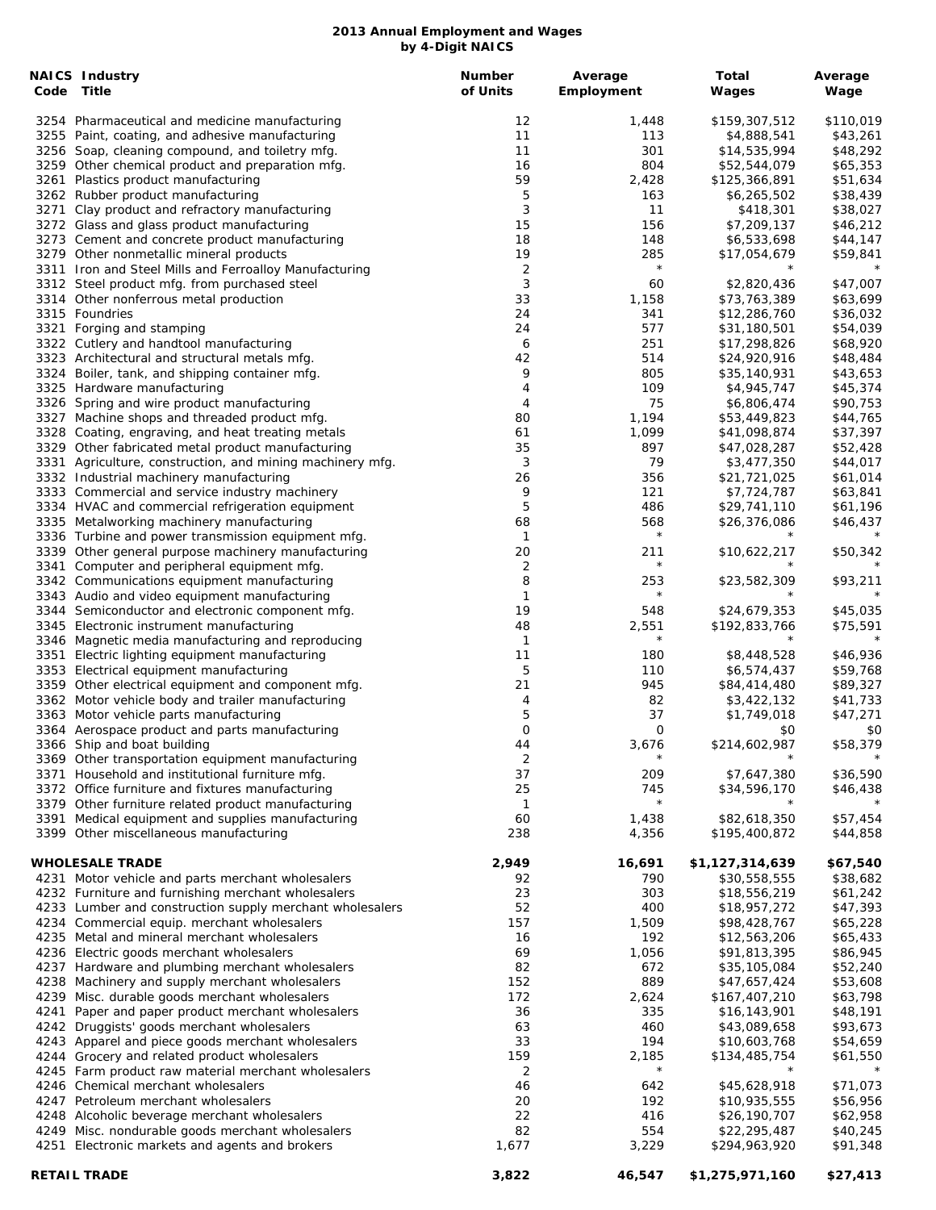# 2013 Annual Employment and Wages by 4-Digit NAICS

| NAICS Code | Industry Title | Number of Units | Average Employment | Total Wages | Average Wage |
|---|---|---|---|---|---|
| 3254 | Pharmaceutical and medicine manufacturing | 12 | 1,448 | $159,307,512 | $110,019 |
| 3255 | Paint, coating, and adhesive manufacturing | 11 | 113 | $4,888,541 | $43,261 |
| 3256 | Soap, cleaning compound, and toiletry mfg. | 11 | 301 | $14,535,994 | $48,292 |
| 3259 | Other chemical product and preparation mfg. | 16 | 804 | $52,544,079 | $65,353 |
| 3261 | Plastics product manufacturing | 59 | 2,428 | $125,366,891 | $51,634 |
| 3262 | Rubber product manufacturing | 5 | 163 | $6,265,502 | $38,439 |
| 3271 | Clay product and refractory manufacturing | 3 | 11 | $418,301 | $38,027 |
| 3272 | Glass and glass product manufacturing | 15 | 156 | $7,209,137 | $46,212 |
| 3273 | Cement and concrete product manufacturing | 18 | 148 | $6,533,698 | $44,147 |
| 3279 | Other nonmetallic mineral products | 19 | 285 | $17,054,679 | $59,841 |
| 3311 | Iron and Steel Mills and Ferroalloy Manufacturing | 2 | * | * | * |
| 3312 | Steel product mfg. from purchased steel | 3 | 60 | $2,820,436 | $47,007 |
| 3314 | Other nonferrous metal production | 33 | 1,158 | $73,763,389 | $63,699 |
| 3315 | Foundries | 24 | 341 | $12,286,760 | $36,032 |
| 3321 | Forging and stamping | 24 | 577 | $31,180,501 | $54,039 |
| 3322 | Cutlery and handtool manufacturing | 6 | 251 | $17,298,826 | $68,920 |
| 3323 | Architectural and structural metals mfg. | 42 | 514 | $24,920,916 | $48,484 |
| 3324 | Boiler, tank, and shipping container mfg. | 9 | 805 | $35,140,931 | $43,653 |
| 3325 | Hardware manufacturing | 4 | 109 | $4,945,747 | $45,374 |
| 3326 | Spring and wire product manufacturing | 4 | 75 | $6,806,474 | $90,753 |
| 3327 | Machine shops and threaded product mfg. | 80 | 1,194 | $53,449,823 | $44,765 |
| 3328 | Coating, engraving, and heat treating metals | 61 | 1,099 | $41,098,874 | $37,397 |
| 3329 | Other fabricated metal product manufacturing | 35 | 897 | $47,028,287 | $52,428 |
| 3331 | Agriculture, construction, and mining machinery mfg. | 3 | 79 | $3,477,350 | $44,017 |
| 3332 | Industrial machinery manufacturing | 26 | 356 | $21,721,025 | $61,014 |
| 3333 | Commercial and service industry machinery | 9 | 121 | $7,724,787 | $63,841 |
| 3334 | HVAC and commercial refrigeration equipment | 5 | 486 | $29,741,110 | $61,196 |
| 3335 | Metalworking machinery manufacturing | 68 | 568 | $26,376,086 | $46,437 |
| 3336 | Turbine and power transmission equipment mfg. | 1 | * | * | * |
| 3339 | Other general purpose machinery manufacturing | 20 | 211 | $10,622,217 | $50,342 |
| 3341 | Computer and peripheral equipment mfg. | 2 | * | * | * |
| 3342 | Communications equipment manufacturing | 8 | 253 | $23,582,309 | $93,211 |
| 3343 | Audio and video equipment manufacturing | 1 | * | * | * |
| 3344 | Semiconductor and electronic component mfg. | 19 | 548 | $24,679,353 | $45,035 |
| 3345 | Electronic instrument manufacturing | 48 | 2,551 | $192,833,766 | $75,591 |
| 3346 | Magnetic media manufacturing and reproducing | 1 | * | * | * |
| 3351 | Electric lighting equipment manufacturing | 11 | 180 | $8,448,528 | $46,936 |
| 3353 | Electrical equipment manufacturing | 5 | 110 | $6,574,437 | $59,768 |
| 3359 | Other electrical equipment and component mfg. | 21 | 945 | $84,414,480 | $89,327 |
| 3362 | Motor vehicle body and trailer manufacturing | 4 | 82 | $3,422,132 | $41,733 |
| 3363 | Motor vehicle parts manufacturing | 5 | 37 | $1,749,018 | $47,271 |
| 3364 | Aerospace product and parts manufacturing | 0 | 0 | $0 | $0 |
| 3366 | Ship and boat building | 44 | 3,676 | $214,602,987 | $58,379 |
| 3369 | Other transportation equipment manufacturing | 2 | * | * | * |
| 3371 | Household and institutional furniture mfg. | 37 | 209 | $7,647,380 | $36,590 |
| 3372 | Office furniture and fixtures manufacturing | 25 | 745 | $34,596,170 | $46,438 |
| 3379 | Other furniture related product manufacturing | 1 | * | * | * |
| 3391 | Medical equipment and supplies manufacturing | 60 | 1,438 | $82,618,350 | $57,454 |
| 3399 | Other miscellaneous manufacturing | 238 | 4,356 | $195,400,872 | $44,858 |
| | **WHOLESALE TRADE** | **2,949** | **16,691** | **$1,127,314,639** | **$67,540** |
| 4231 | Motor vehicle and parts merchant wholesalers | 92 | 790 | $30,558,555 | $38,682 |
| 4232 | Furniture and furnishing merchant wholesalers | 23 | 303 | $18,556,219 | $61,242 |
| 4233 | Lumber and construction supply merchant wholesalers | 52 | 400 | $18,957,272 | $47,393 |
| 4234 | Commercial equip. merchant wholesalers | 157 | 1,509 | $98,428,767 | $65,228 |
| 4235 | Metal and mineral merchant wholesalers | 16 | 192 | $12,563,206 | $65,433 |
| 4236 | Electric goods merchant wholesalers | 69 | 1,056 | $91,813,395 | $86,945 |
| 4237 | Hardware and plumbing merchant wholesalers | 82 | 672 | $35,105,084 | $52,240 |
| 4238 | Machinery and supply merchant wholesalers | 152 | 889 | $47,657,424 | $53,608 |
| 4239 | Misc. durable goods merchant wholesalers | 172 | 2,624 | $167,407,210 | $63,798 |
| 4241 | Paper and paper product merchant wholesalers | 36 | 335 | $16,143,901 | $48,191 |
| 4242 | Druggists' goods merchant wholesalers | 63 | 460 | $43,089,658 | $93,673 |
| 4243 | Apparel and piece goods merchant wholesalers | 33 | 194 | $10,603,768 | $54,659 |
| 4244 | Grocery and related product wholesalers | 159 | 2,185 | $134,485,754 | $61,550 |
| 4245 | Farm product raw material merchant wholesalers | 2 | * | * | * |
| 4246 | Chemical merchant wholesalers | 46 | 642 | $45,628,918 | $71,073 |
| 4247 | Petroleum merchant wholesalers | 20 | 192 | $10,935,555 | $56,956 |
| 4248 | Alcoholic beverage merchant wholesalers | 22 | 416 | $26,190,707 | $62,958 |
| 4249 | Misc. nondurable goods merchant wholesalers | 82 | 554 | $22,295,487 | $40,245 |
| 4251 | Electronic markets and agents and brokers | 1,677 | 3,229 | $294,963,920 | $91,348 |
| | **RETAIL TRADE** | **3,822** | **46,547** | **$1,275,971,160** | **$27,413** |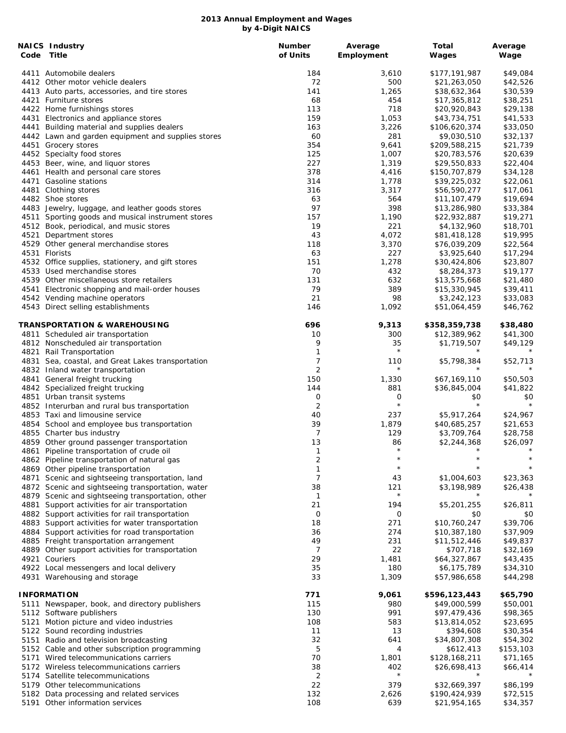## 2013 Annual Employment and Wages by 4-Digit NAICS

| NAICS Code | Industry Title | Number of Units | Average Employment | Total Wages | Average Wage |
|---|---|---|---|---|---|
| 4411 | Automobile dealers | 184 | 3,610 | $177,191,987 | $49,084 |
| 4412 | Other motor vehicle dealers | 72 | 500 | $21,263,050 | $42,526 |
| 4413 | Auto parts, accessories, and tire stores | 141 | 1,265 | $38,632,364 | $30,539 |
| 4421 | Furniture stores | 68 | 454 | $17,365,812 | $38,251 |
| 4422 | Home furnishings stores | 113 | 718 | $20,920,843 | $29,138 |
| 4431 | Electronics and appliance stores | 159 | 1,053 | $43,734,751 | $41,533 |
| 4441 | Building material and supplies dealers | 163 | 3,226 | $106,620,374 | $33,050 |
| 4442 | Lawn and garden equipment and supplies stores | 60 | 281 | $9,030,510 | $32,137 |
| 4451 | Grocery stores | 354 | 9,641 | $209,588,215 | $21,739 |
| 4452 | Specialty food stores | 125 | 1,007 | $20,783,576 | $20,639 |
| 4453 | Beer, wine, and liquor stores | 227 | 1,319 | $29,550,833 | $22,404 |
| 4461 | Health and personal care stores | 378 | 4,416 | $150,707,879 | $34,128 |
| 4471 | Gasoline stations | 314 | 1,778 | $39,225,032 | $22,061 |
| 4481 | Clothing stores | 316 | 3,317 | $56,590,277 | $17,061 |
| 4482 | Shoe stores | 63 | 564 | $11,107,479 | $19,694 |
| 4483 | Jewelry, luggage, and leather goods stores | 97 | 398 | $13,286,980 | $33,384 |
| 4511 | Sporting goods and musical instrument stores | 157 | 1,190 | $22,932,887 | $19,271 |
| 4512 | Book, periodical, and music stores | 19 | 221 | $4,132,960 | $18,701 |
| 4521 | Department stores | 43 | 4,072 | $81,418,128 | $19,995 |
| 4529 | Other general merchandise stores | 118 | 3,370 | $76,039,209 | $22,564 |
| 4531 | Florists | 63 | 227 | $3,925,640 | $17,294 |
| 4532 | Office supplies, stationery, and gift stores | 151 | 1,278 | $30,424,806 | $23,807 |
| 4533 | Used merchandise stores | 70 | 432 | $8,284,373 | $19,177 |
| 4539 | Other miscellaneous store retailers | 131 | 632 | $13,575,668 | $21,480 |
| 4541 | Electronic shopping and mail-order houses | 79 | 389 | $15,330,945 | $39,411 |
| 4542 | Vending machine operators | 21 | 98 | $3,242,123 | $33,083 |
| 4543 | Direct selling establishments | 146 | 1,092 | $51,064,459 | $46,762 |
| | **TRANSPORTATION & WAREHOUSING** | **696** | **9,313** | **$358,359,738** | **$38,480** |
| 4811 | Scheduled air transportation | 10 | 300 | $12,389,962 | $41,300 |
| 4812 | Nonscheduled air transportation | 9 | 35 | $1,719,507 | $49,129 |
| 4821 | Rail Transportation | 1 | * | * | * |
| 4831 | Sea, coastal, and Great Lakes transportation | 7 | 110 | $5,798,384 | $52,713 |
| 4832 | Inland water transportation | 2 | * | * | * |
| 4841 | General freight trucking | 150 | 1,330 | $67,169,110 | $50,503 |
| 4842 | Specialized freight trucking | 144 | 881 | $36,845,004 | $41,822 |
| 4851 | Urban transit systems | 0 | 0 | $0 | $0 |
| 4852 | Interurban and rural bus transportation | 2 | * | * | * |
| 4853 | Taxi and limousine service | 40 | 237 | $5,917,264 | $24,967 |
| 4854 | School and employee bus transportation | 39 | 1,879 | $40,685,257 | $21,653 |
| 4855 | Charter bus industry | 7 | 129 | $3,709,764 | $28,758 |
| 4859 | Other ground passenger transportation | 13 | 86 | $2,244,368 | $26,097 |
| 4861 | Pipeline transportation of crude oil | 1 | * | * | * |
| 4862 | Pipeline transportation of natural gas | 2 | * | * | * |
| 4869 | Other pipeline transportation | 1 | * | * | * |
| 4871 | Scenic and sightseeing transportation, land | 7 | 43 | $1,004,603 | $23,363 |
| 4872 | Scenic and sightseeing transportation, water | 38 | 121 | $3,198,989 | $26,438 |
| 4879 | Scenic and sightseeing transportation, other | 1 | * | * | * |
| 4881 | Support activities for air transportation | 21 | 194 | $5,201,255 | $26,811 |
| 4882 | Support activities for rail transportation | 0 | 0 | $0 | $0 |
| 4883 | Support activities for water transportation | 18 | 271 | $10,760,247 | $39,706 |
| 4884 | Support activities for road transportation | 36 | 274 | $10,387,180 | $37,909 |
| 4885 | Freight transportation arrangement | 49 | 231 | $11,512,446 | $49,837 |
| 4889 | Other support activities for transportation | 7 | 22 | $707,718 | $32,169 |
| 4921 | Couriers | 29 | 1,481 | $64,327,867 | $43,435 |
| 4922 | Local messengers and local delivery | 35 | 180 | $6,175,789 | $34,310 |
| 4931 | Warehousing and storage | 33 | 1,309 | $57,986,658 | $44,298 |
| | **INFORMATION** | **771** | **9,061** | **$596,123,443** | **$65,790** |
| 5111 | Newspaper, book, and directory publishers | 115 | 980 | $49,000,599 | $50,001 |
| 5112 | Software publishers | 130 | 991 | $97,479,436 | $98,365 |
| 5121 | Motion picture and video industries | 108 | 583 | $13,814,052 | $23,695 |
| 5122 | Sound recording industries | 11 | 13 | $394,608 | $30,354 |
| 5151 | Radio and television broadcasting | 32 | 641 | $34,807,308 | $54,302 |
| 5152 | Cable and other subscription programming | 5 | 4 | $612,413 | $153,103 |
| 5171 | Wired telecommunications carriers | 70 | 1,801 | $128,168,211 | $71,165 |
| 5172 | Wireless telecommunications carriers | 38 | 402 | $26,698,413 | $66,414 |
| 5174 | Satellite telecommunications | 2 | * | * | * |
| 5179 | Other telecommunications | 22 | 379 | $32,669,397 | $86,199 |
| 5182 | Data processing and related services | 132 | 2,626 | $190,424,939 | $72,515 |
| 5191 | Other information services | 108 | 639 | $21,954,165 | $34,357 |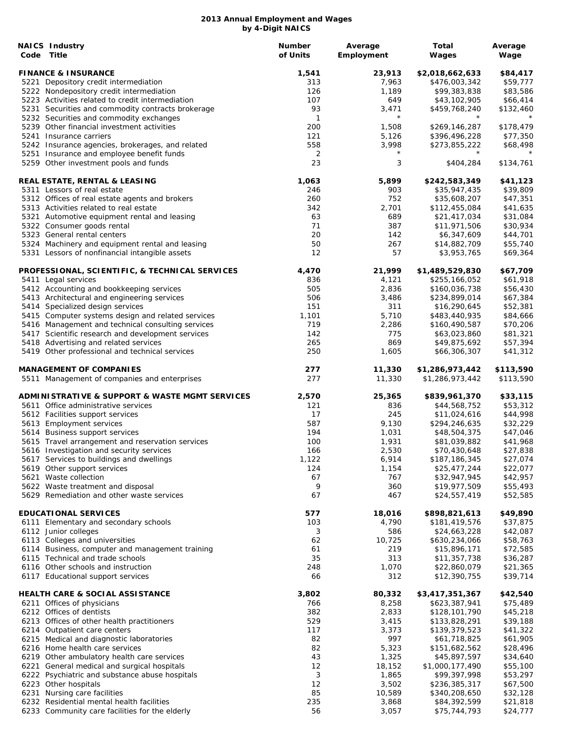# 2013 Annual Employment and Wages
## by 4-Digit NAICS

| NAICS Code | Industry Title | Number of Units | Average Employment | Total Wages | Average Wage |
|---|---|---|---|---|---|
| | **FINANCE & INSURANCE** | **1,541** | **23,913** | **$2,018,662,633** | **$84,417** |
| 5221 | Depository credit intermediation | 313 | 7,963 | $476,003,342 | $59,777 |
| 5222 | Nondepository credit intermediation | 126 | 1,189 | $99,383,838 | $83,586 |
| 5223 | Activities related to credit intermediation | 107 | 649 | $43,102,905 | $66,414 |
| 5231 | Securities and commodity contracts brokerage | 93 | 3,471 | $459,768,240 | $132,460 |
| 5232 | Securities and commodity exchanges | 1 | * | * | * |
| 5239 | Other financial investment activities | 200 | 1,508 | $269,146,287 | $178,479 |
| 5241 | Insurance carriers | 121 | 5,126 | $396,496,228 | $77,350 |
| 5242 | Insurance agencies, brokerages, and related | 558 | 3,998 | $273,855,222 | $68,498 |
| 5251 | Insurance and employee benefit funds | 2 | * | * | * |
| 5259 | Other investment pools and funds | 23 | 3 | $404,284 | $134,761 |
| | **REAL ESTATE, RENTAL & LEASING** | **1,063** | **5,899** | **$242,583,349** | **$41,123** |
| 5311 | Lessors of real estate | 246 | 903 | $35,947,435 | $39,809 |
| 5312 | Offices of real estate agents and brokers | 260 | 752 | $35,608,207 | $47,351 |
| 5313 | Activities related to real estate | 342 | 2,701 | $112,455,084 | $41,635 |
| 5321 | Automotive equipment rental and leasing | 63 | 689 | $21,417,034 | $31,084 |
| 5322 | Consumer goods rental | 71 | 387 | $11,971,506 | $30,934 |
| 5323 | General rental centers | 20 | 142 | $6,347,609 | $44,701 |
| 5324 | Machinery and equipment rental and leasing | 50 | 267 | $14,882,709 | $55,740 |
| 5331 | Lessors of nonfinancial intangible assets | 12 | 57 | $3,953,765 | $69,364 |
| | **PROFESSIONAL, SCIENTIFIC, & TECHNICAL SERVICES** | **4,470** | **21,999** | **$1,489,529,830** | **$67,709** |
| 5411 | Legal services | 836 | 4,121 | $255,166,052 | $61,918 |
| 5412 | Accounting and bookkeeping services | 505 | 2,836 | $160,036,738 | $56,430 |
| 5413 | Architectural and engineering services | 506 | 3,486 | $234,899,014 | $67,384 |
| 5414 | Specialized design services | 151 | 311 | $16,290,645 | $52,381 |
| 5415 | Computer systems design and related services | 1,101 | 5,710 | $483,440,935 | $84,666 |
| 5416 | Management and technical consulting services | 719 | 2,286 | $160,490,587 | $70,206 |
| 5417 | Scientific research and development services | 142 | 775 | $63,023,860 | $81,321 |
| 5418 | Advertising and related services | 265 | 869 | $49,875,692 | $57,394 |
| 5419 | Other professional and technical services | 250 | 1,605 | $66,306,307 | $41,312 |
| | **MANAGEMENT OF COMPANIES** | **277** | **11,330** | **$1,286,973,442** | **$113,590** |
| 5511 | Management of companies and enterprises | 277 | 11,330 | $1,286,973,442 | $113,590 |
| | **ADMINISTRATIVE & SUPPORT & WASTE MGMT SERVICES** | **2,570** | **25,365** | **$839,961,370** | **$33,115** |
| 5611 | Office administrative services | 121 | 836 | $44,568,752 | $53,312 |
| 5612 | Facilities support services | 17 | 245 | $11,024,616 | $44,998 |
| 5613 | Employment services | 587 | 9,130 | $294,246,635 | $32,229 |
| 5614 | Business support services | 194 | 1,031 | $48,504,375 | $47,046 |
| 5615 | Travel arrangement and reservation services | 100 | 1,931 | $81,039,882 | $41,968 |
| 5616 | Investigation and security services | 166 | 2,530 | $70,430,648 | $27,838 |
| 5617 | Services to buildings and dwellings | 1,122 | 6,914 | $187,186,345 | $27,074 |
| 5619 | Other support services | 124 | 1,154 | $25,477,244 | $22,077 |
| 5621 | Waste collection | 67 | 767 | $32,947,945 | $42,957 |
| 5622 | Waste treatment and disposal | 9 | 360 | $19,977,509 | $55,493 |
| 5629 | Remediation and other waste services | 67 | 467 | $24,557,419 | $52,585 |
| | **EDUCATIONAL SERVICES** | **577** | **18,016** | **$898,821,613** | **$49,890** |
| 6111 | Elementary and secondary schools | 103 | 4,790 | $181,419,576 | $37,875 |
| 6112 | Junior colleges | 3 | 586 | $24,663,228 | $42,087 |
| 6113 | Colleges and universities | 62 | 10,725 | $630,234,066 | $58,763 |
| 6114 | Business, computer and management training | 61 | 219 | $15,896,171 | $72,585 |
| 6115 | Technical and trade schools | 35 | 313 | $11,357,738 | $36,287 |
| 6116 | Other schools and instruction | 248 | 1,070 | $22,860,079 | $21,365 |
| 6117 | Educational support services | 66 | 312 | $12,390,755 | $39,714 |
| | **HEALTH CARE & SOCIAL ASSISTANCE** | **3,802** | **80,332** | **$3,417,351,367** | **$42,540** |
| 6211 | Offices of physicians | 766 | 8,258 | $623,387,941 | $75,489 |
| 6212 | Offices of dentists | 382 | 2,833 | $128,101,790 | $45,218 |
| 6213 | Offices of other health practitioners | 529 | 3,415 | $133,828,291 | $39,188 |
| 6214 | Outpatient care centers | 117 | 3,373 | $139,379,523 | $41,322 |
| 6215 | Medical and diagnostic laboratories | 82 | 997 | $61,718,825 | $61,905 |
| 6216 | Home health care services | 82 | 5,323 | $151,682,562 | $28,496 |
| 6219 | Other ambulatory health care services | 43 | 1,325 | $45,897,597 | $34,640 |
| 6221 | General medical and surgical hospitals | 12 | 18,152 | $1,000,177,490 | $55,100 |
| 6222 | Psychiatric and substance abuse hospitals | 3 | 1,865 | $99,397,998 | $53,297 |
| 6223 | Other hospitals | 12 | 3,502 | $236,385,317 | $67,500 |
| 6231 | Nursing care facilities | 85 | 10,589 | $340,208,650 | $32,128 |
| 6232 | Residential mental health facilities | 235 | 3,868 | $84,392,599 | $21,818 |
| 6233 | Community care facilities for the elderly | 56 | 3,057 | $75,744,793 | $24,777 |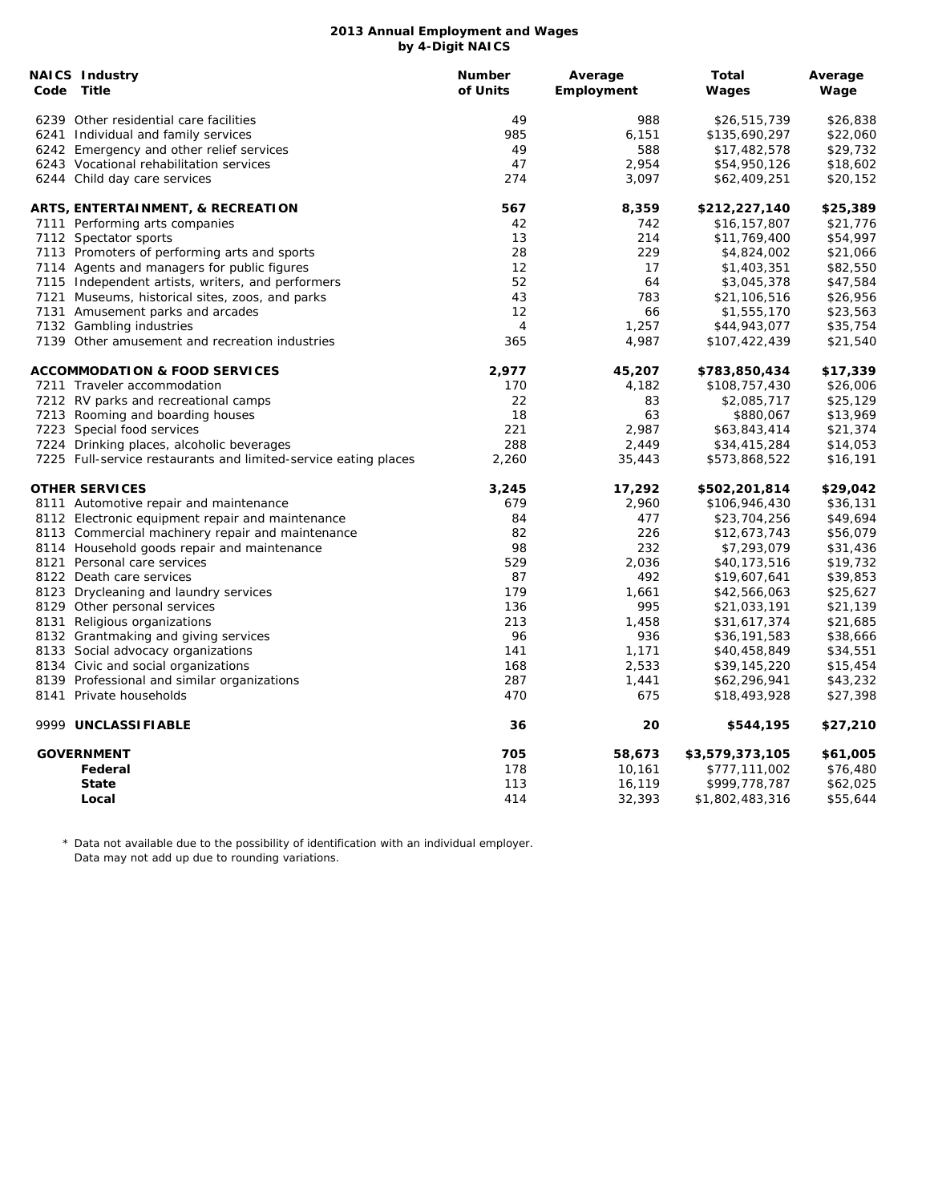# 2013 Annual Employment and Wages
## by 4-Digit NAICS

| NAICS Code | Industry Title | Number of Units | Average Employment | Total Wages | Average Wage |
|---|---|---|---|---|---|
| 6239 | Other residential care facilities | 49 | 988 | $26,515,739 | $26,838 |
| 6241 | Individual and family services | 985 | 6,151 | $135,690,297 | $22,060 |
| 6242 | Emergency and other relief services | 49 | 588 | $17,482,578 | $29,732 |
| 6243 | Vocational rehabilitation services | 47 | 2,954 | $54,950,126 | $18,602 |
| 6244 | Child day care services | 274 | 3,097 | $62,409,251 | $20,152 |
| | **ARTS, ENTERTAINMENT, & RECREATION** | **567** | **8,359** | **$212,227,140** | **$25,389** |
| 7111 | Performing arts companies | 42 | 742 | $16,157,807 | $21,776 |
| 7112 | Spectator sports | 13 | 214 | $11,769,400 | $54,997 |
| 7113 | Promoters of performing arts and sports | 28 | 229 | $4,824,002 | $21,066 |
| 7114 | Agents and managers for public figures | 12 | 17 | $1,403,351 | $82,550 |
| 7115 | Independent artists, writers, and performers | 52 | 64 | $3,045,378 | $47,584 |
| 7121 | Museums, historical sites, zoos, and parks | 43 | 783 | $21,106,516 | $26,956 |
| 7131 | Amusement parks and arcades | 12 | 66 | $1,555,170 | $23,563 |
| 7132 | Gambling industries | 4 | 1,257 | $44,943,077 | $35,754 |
| 7139 | Other amusement and recreation industries | 365 | 4,987 | $107,422,439 | $21,540 |
| | **ACCOMMODATION & FOOD SERVICES** | **2,977** | **45,207** | **$783,850,434** | **$17,339** |
| 7211 | Traveler accommodation | 170 | 4,182 | $108,757,430 | $26,006 |
| 7212 | RV parks and recreational camps | 22 | 83 | $2,085,717 | $25,129 |
| 7213 | Rooming and boarding houses | 18 | 63 | $880,067 | $13,969 |
| 7223 | Special food services | 221 | 2,987 | $63,843,414 | $21,374 |
| 7224 | Drinking places, alcoholic beverages | 288 | 2,449 | $34,415,284 | $14,053 |
| 7225 | Full-service restaurants and limited-service eating places | 2,260 | 35,443 | $573,868,522 | $16,191 |
| | **OTHER SERVICES** | **3,245** | **17,292** | **$502,201,814** | **$29,042** |
| 8111 | Automotive repair and maintenance | 679 | 2,960 | $106,946,430 | $36,131 |
| 8112 | Electronic equipment repair and maintenance | 84 | 477 | $23,704,256 | $49,694 |
| 8113 | Commercial machinery repair and maintenance | 82 | 226 | $12,673,743 | $56,079 |
| 8114 | Household goods repair and maintenance | 98 | 232 | $7,293,079 | $31,436 |
| 8121 | Personal care services | 529 | 2,036 | $40,173,516 | $19,732 |
| 8122 | Death care services | 87 | 492 | $19,607,641 | $39,853 |
| 8123 | Drycleaning and laundry services | 179 | 1,661 | $42,566,063 | $25,627 |
| 8129 | Other personal services | 136 | 995 | $21,033,191 | $21,139 |
| 8131 | Religious organizations | 213 | 1,458 | $31,617,374 | $21,685 |
| 8132 | Grantmaking and giving services | 96 | 936 | $36,191,583 | $38,666 |
| 8133 | Social advocacy organizations | 141 | 1,171 | $40,458,849 | $34,551 |
| 8134 | Civic and social organizations | 168 | 2,533 | $39,145,220 | $15,454 |
| 8139 | Professional and similar organizations | 287 | 1,441 | $62,296,941 | $43,232 |
| 8141 | Private households | 470 | 675 | $18,493,928 | $27,398 |
| 9999 | **UNCLASSIFIABLE** | **36** | **20** | **$544,195** | **$27,210** |
| | **GOVERNMENT** | **705** | **58,673** | **$3,579,373,105** | **$61,005** |
| | **Federal** | 178 | 10,161 | $777,111,002 | $76,480 |
| | **State** | 113 | 16,119 | $999,778,787 | $62,025 |
| | **Local** | 414 | 32,393 | $1,802,483,316 | $55,644 |

\* Data not available due to the possibility of identification with an individual employer.
Data may not add up due to rounding variations.